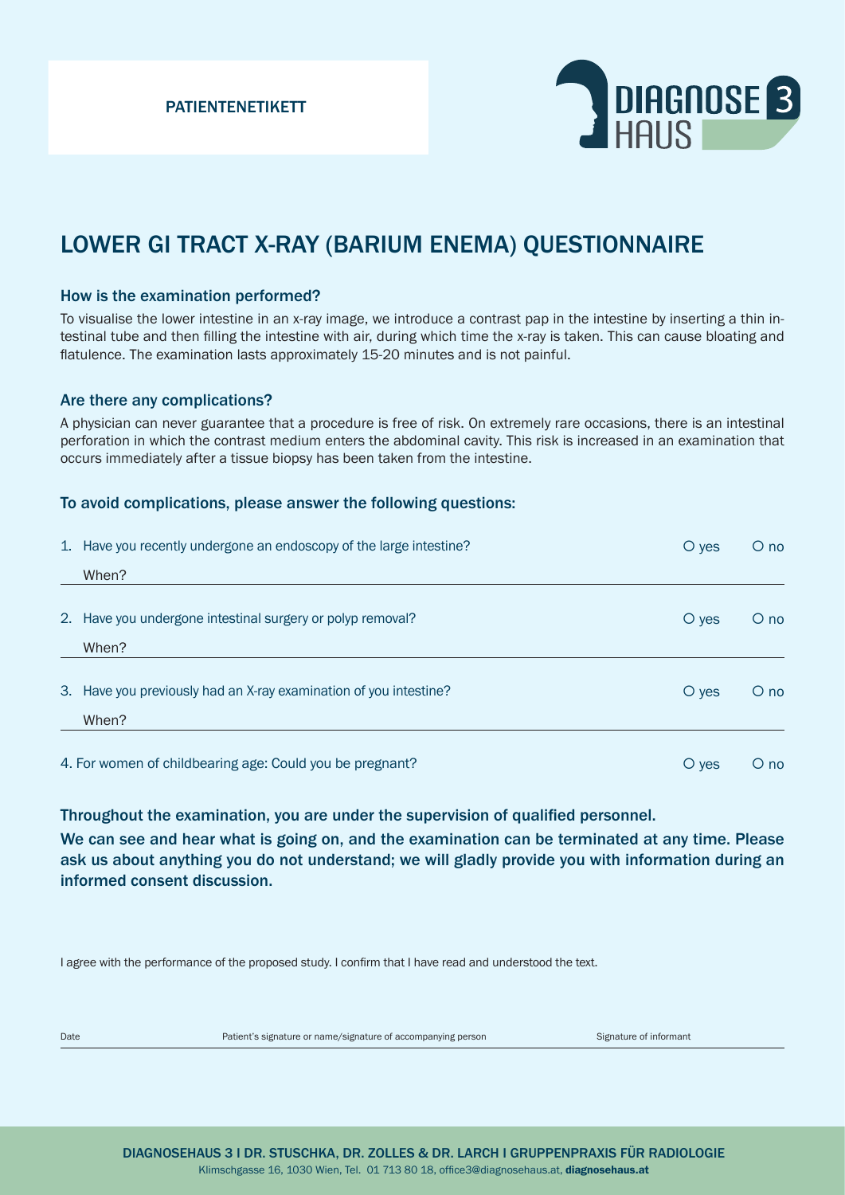PATIENTENETIKETT

DIAGNOSE 3 HAUS

# LOWER GI TRACT X-RAY (BARIUM ENEMA) QUESTIONNAIRE

## How is the examination performed?

To visualise the lower intestine in an x-ray image, we introduce a contrast pap in the intestine by inserting a thin intestinal tube and then filling the intestine with air, during which time the x-ray is taken. This can cause bloating and flatulence. The examination lasts approximately 15-20 minutes and is not painful.

## Are there any complications?

A physician can never guarantee that a procedure is free of risk. On extremely rare occasions, there is an intestinal perforation in which the contrast medium enters the abdominal cavity. This risk is increased in an examination that occurs immediately after a tissue biopsy has been taken from the intestine.

## To avoid complications, please answer the following questions:

1. Have you recently undergone an endoscopy of the large intestine? ○ yes ○ no

   When?

2. Have you undergone intestinal surgery or polyp removal? ○ yes ○ no

   When?

3. Have you previously had an X-ray examination of you intestine? ○ yes ○ no

   When?

4. For women of childbearing age: Could you be pregnant? ○ yes ○ no

**Throughout the examination, you are under the supervision of qualified personnel.**

**We can see and hear what is going on, and the examination can be terminated at any time. Please ask us about anything you do not understand; we will gladly provide you with information during an informed consent discussion.**

I agree with the performance of the proposed study. I confirm that I have read and understood the text.

Date | Patient's signature or name/signature of accompanying person | Signature of informant

DIAGNOSEHAUS 3 I DR. STUSCHKA, DR. ZOLLES & DR. LARCH I GRUPPENPRAXIS FÜR RADIOLOGIE
Klimschgasse 16, 1030 Wien, Tel. 01 713 80 18, office3@diagnosehaus.at, **diagnosehaus.at**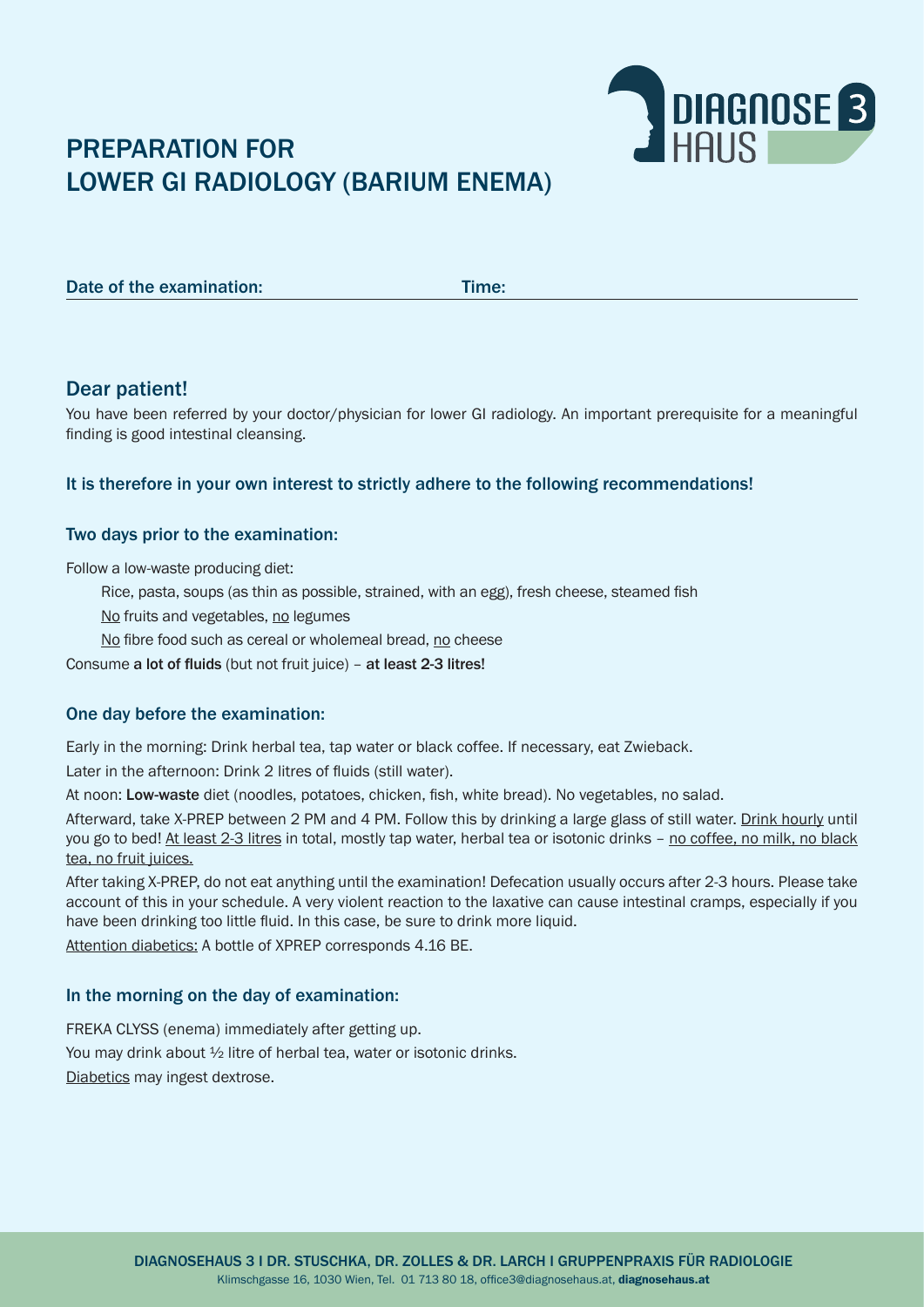# PREPARATION FOR LOWER GI RADIOLOGY (BARIUM ENEMA)

**Date of the examination:** **Time:**

## Dear patient!

You have been referred by your doctor/physician for lower GI radiology. An important prerequisite for a meaningful finding is good intestinal cleansing.

### It is therefore in your own interest to strictly adhere to the following recommendations!

### Two days prior to the examination:

Follow a low-waste producing diet:

Rice, pasta, soups (as thin as possible, strained, with an egg), fresh cheese, steamed fish

No fruits and vegetables, no legumes

No fibre food such as cereal or wholemeal bread, no cheese

Consume **a lot of fluids** (but not fruit juice) – **at least 2-3 litres!**

### One day before the examination:

Early in the morning: Drink herbal tea, tap water or black coffee. If necessary, eat Zwieback.

Later in the afternoon: Drink 2 litres of fluids (still water).

At noon: **Low-waste** diet (noodles, potatoes, chicken, fish, white bread). No vegetables, no salad.

Afterward, take X-PREP between 2 PM and 4 PM. Follow this by drinking a large glass of still water. Drink hourly until you go to bed! At least 2-3 litres in total, mostly tap water, herbal tea or isotonic drinks – no coffee, no milk, no black tea, no fruit juices.

After taking X-PREP, do not eat anything until the examination! Defecation usually occurs after 2-3 hours. Please take account of this in your schedule. A very violent reaction to the laxative can cause intestinal cramps, especially if you have been drinking too little fluid. In this case, be sure to drink more liquid.

Attention diabetics: A bottle of XPREP corresponds 4.16 BE.

### In the morning on the day of examination:

FREKA CLYSS (enema) immediately after getting up.

You may drink about ½ litre of herbal tea, water or isotonic drinks.

Diabetics may ingest dextrose.

**DIAGNOSEHAUS 3 I DR. STUSCHKA, DR. ZOLLES & DR. LARCH I GRUPPENPRAXIS FÜR RADIOLOGIE**
Klimschgasse 16, 1030 Wien, Tel. 01 713 80 18, office3@diagnosehaus.at, **diagnosehaus.at**